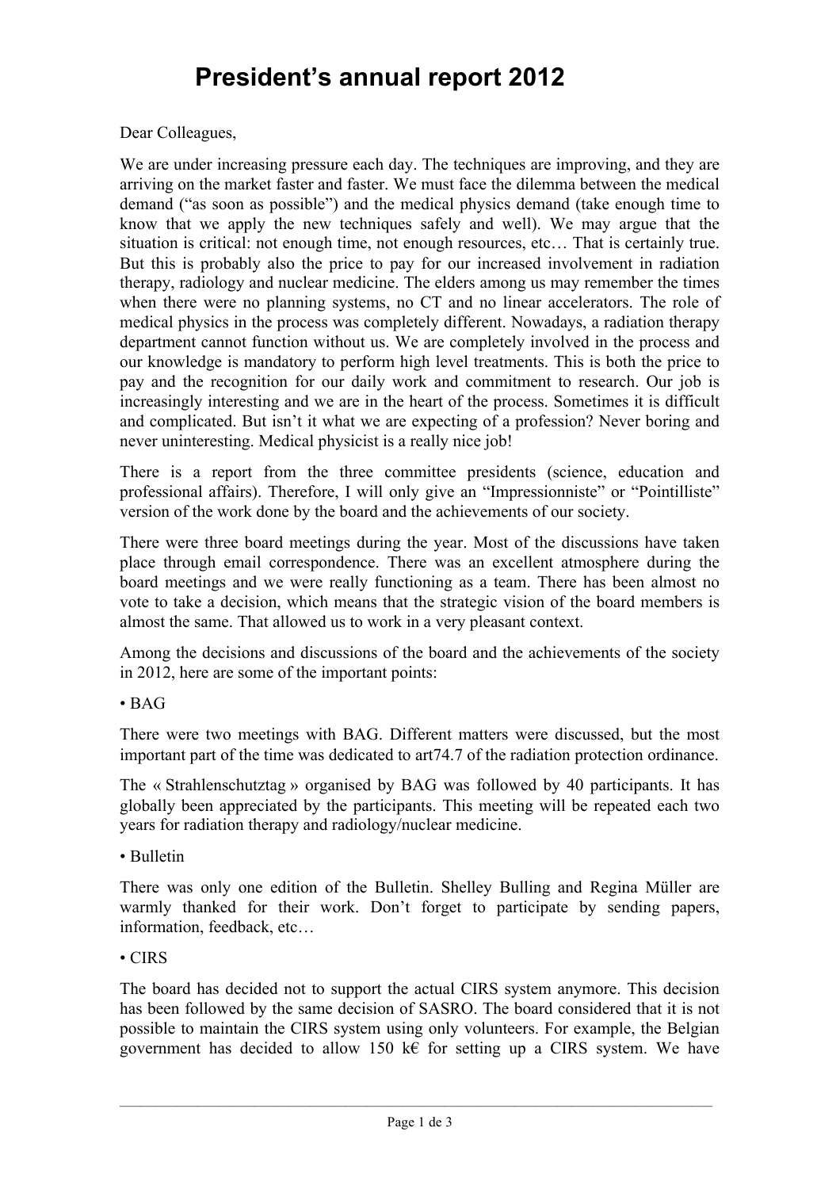# President's annual report 2012

Dear Colleagues,

We are under increasing pressure each day. The techniques are improving, and they are arriving on the market faster and faster. We must face the dilemma between the medical demand ("as soon as possible") and the medical physics demand (take enough time to know that we apply the new techniques safely and well). We may argue that the situation is critical: not enough time, not enough resources, etc… That is certainly true. But this is probably also the price to pay for our increased involvement in radiation therapy, radiology and nuclear medicine. The elders among us may remember the times when there were no planning systems, no CT and no linear accelerators. The role of medical physics in the process was completely different. Nowadays, a radiation therapy department cannot function without us. We are completely involved in the process and our knowledge is mandatory to perform high level treatments. This is both the price to pay and the recognition for our daily work and commitment to research. Our job is increasingly interesting and we are in the heart of the process. Sometimes it is difficult and complicated. But isn't it what we are expecting of a profession? Never boring and never uninteresting. Medical physicist is a really nice job!

There is a report from the three committee presidents (science, education and professional affairs). Therefore, I will only give an "Impressionniste" or "Pointilliste" version of the work done by the board and the achievements of our society.

There were three board meetings during the year. Most of the discussions have taken place through email correspondence. There was an excellent atmosphere during the board meetings and we were really functioning as a team. There has been almost no vote to take a decision, which means that the strategic vision of the board members is almost the same. That allowed us to work in a very pleasant context.

Among the decisions and discussions of the board and the achievements of the society in 2012, here are some of the important points:

• BAG

There were two meetings with BAG. Different matters were discussed, but the most important part of the time was dedicated to art74.7 of the radiation protection ordinance.

The « Strahlenschutztag » organised by BAG was followed by 40 participants. It has globally been appreciated by the participants. This meeting will be repeated each two years for radiation therapy and radiology/nuclear medicine.

• Bulletin

There was only one edition of the Bulletin. Shelley Bulling and Regina Müller are warmly thanked for their work. Don't forget to participate by sending papers, information, feedback, etc…

• CIRS

The board has decided not to support the actual CIRS system anymore. This decision has been followed by the same decision of SASRO. The board considered that it is not possible to maintain the CIRS system using only volunteers. For example, the Belgian government has decided to allow 150 k€ for setting up a CIRS system. We have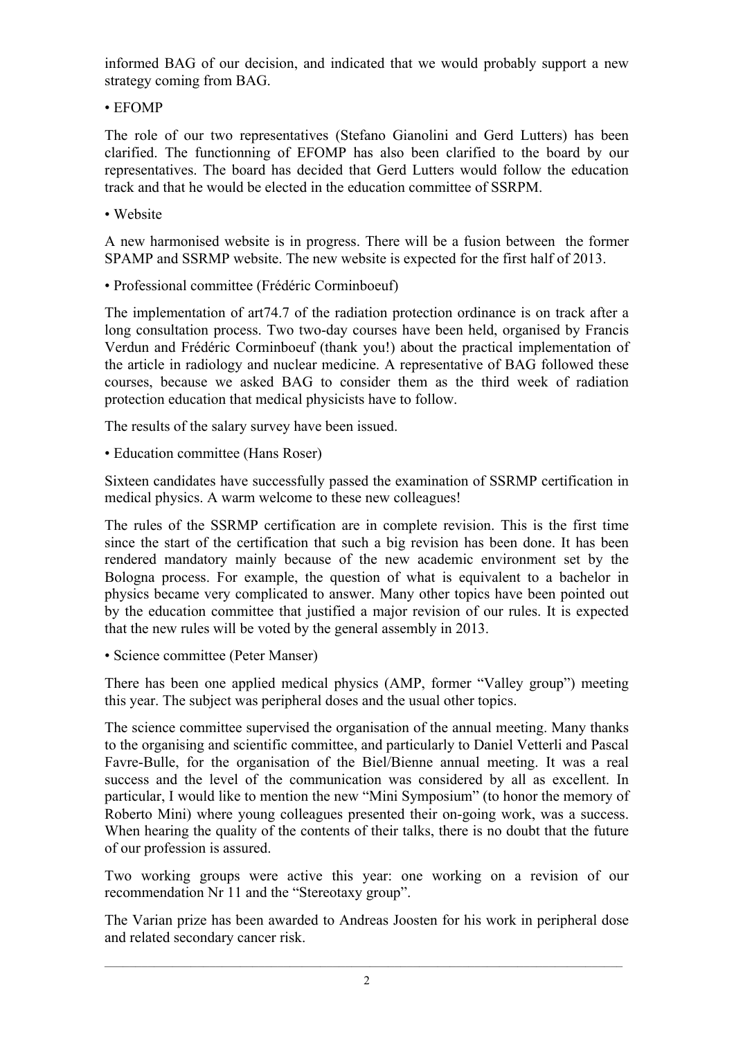informed BAG of our decision, and indicated that we would probably support a new strategy coming from BAG.

• EFOMP

The role of our two representatives (Stefano Gianolini and Gerd Lutters) has been clarified. The functionning of EFOMP has also been clarified to the board by our representatives. The board has decided that Gerd Lutters would follow the education track and that he would be elected in the education committee of SSRPM.

• Website

A new harmonised website is in progress. There will be a fusion between the former SPAMP and SSRMP website. The new website is expected for the first half of 2013.

• Professional committee (Frédéric Corminboeuf)

The implementation of art74.7 of the radiation protection ordinance is on track after a long consultation process. Two two-day courses have been held, organised by Francis Verdun and Frédéric Corminboeuf (thank you!) about the practical implementation of the article in radiology and nuclear medicine. A representative of BAG followed these courses, because we asked BAG to consider them as the third week of radiation protection education that medical physicists have to follow.

The results of the salary survey have been issued.

• Education committee (Hans Roser)

Sixteen candidates have successfully passed the examination of SSRMP certification in medical physics. A warm welcome to these new colleagues!

The rules of the SSRMP certification are in complete revision. This is the first time since the start of the certification that such a big revision has been done. It has been rendered mandatory mainly because of the new academic environment set by the Bologna process. For example, the question of what is equivalent to a bachelor in physics became very complicated to answer. Many other topics have been pointed out by the education committee that justified a major revision of our rules. It is expected that the new rules will be voted by the general assembly in 2013.

• Science committee (Peter Manser)

There has been one applied medical physics (AMP, former "Valley group") meeting this year. The subject was peripheral doses and the usual other topics.

The science committee supervised the organisation of the annual meeting. Many thanks to the organising and scientific committee, and particularly to Daniel Vetterli and Pascal Favre-Bulle, for the organisation of the Biel/Bienne annual meeting. It was a real success and the level of the communication was considered by all as excellent. In particular, I would like to mention the new "Mini Symposium" (to honor the memory of Roberto Mini) where young colleagues presented their on-going work, was a success. When hearing the quality of the contents of their talks, there is no doubt that the future of our profession is assured.

Two working groups were active this year: one working on a revision of our recommendation Nr 11 and the "Stereotaxy group".

The Varian prize has been awarded to Andreas Joosten for his work in peripheral dose and related secondary cancer risk.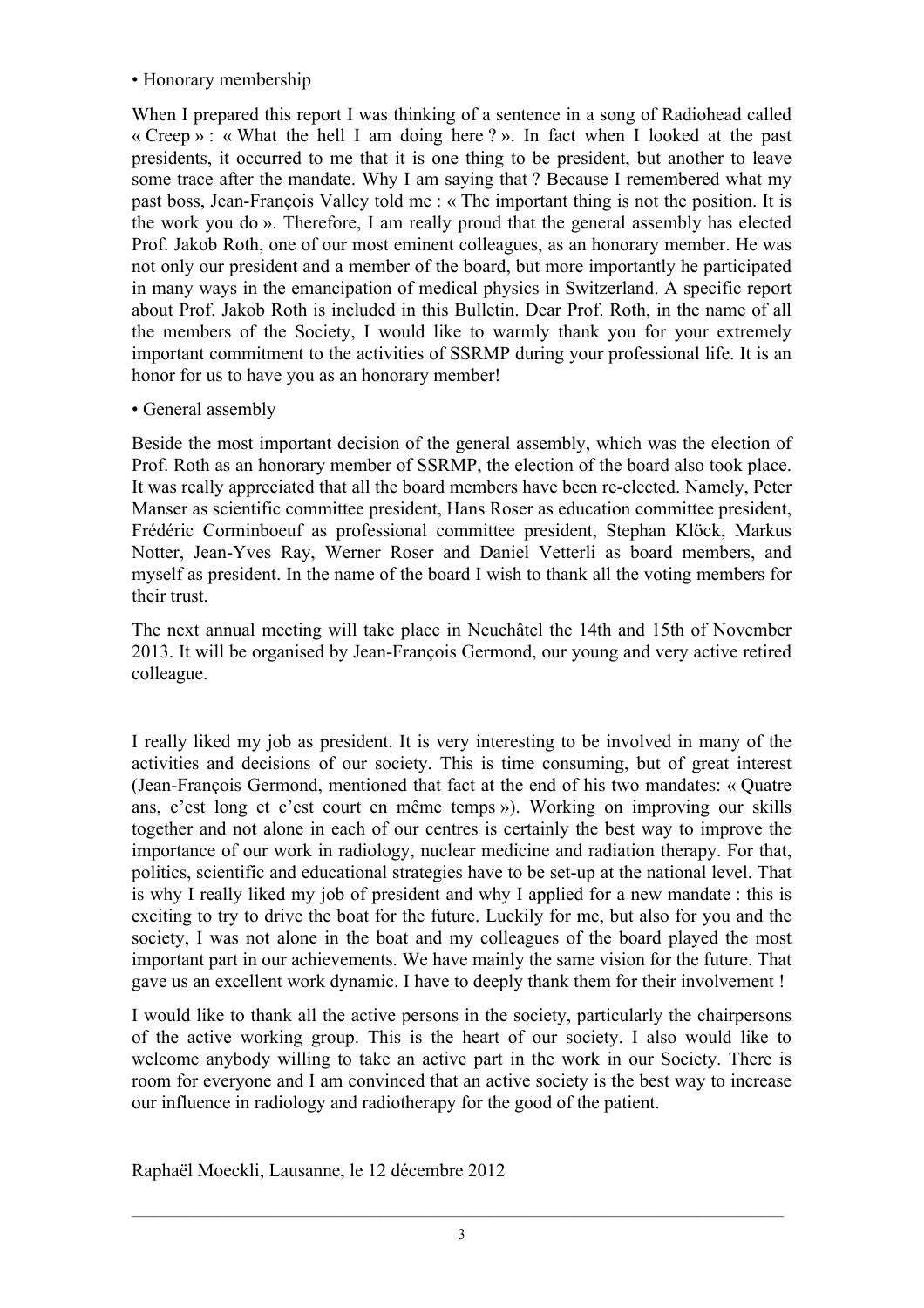• Honorary membership

When I prepared this report I was thinking of a sentence in a song of Radiohead called « Creep » : « What the hell I am doing here ? ». In fact when I looked at the past presidents, it occurred to me that it is one thing to be president, but another to leave some trace after the mandate. Why I am saying that ? Because I remembered what my past boss, Jean-François Valley told me : « The important thing is not the position. It is the work you do ». Therefore, I am really proud that the general assembly has elected Prof. Jakob Roth, one of our most eminent colleagues, as an honorary member. He was not only our president and a member of the board, but more importantly he participated in many ways in the emancipation of medical physics in Switzerland. A specific report about Prof. Jakob Roth is included in this Bulletin. Dear Prof. Roth, in the name of all the members of the Society, I would like to warmly thank you for your extremely important commitment to the activities of SSRMP during your professional life. It is an honor for us to have you as an honorary member!

• General assembly

Beside the most important decision of the general assembly, which was the election of Prof. Roth as an honorary member of SSRMP, the election of the board also took place. It was really appreciated that all the board members have been re-elected. Namely, Peter Manser as scientific committee president, Hans Roser as education committee president, Frédéric Corminboeuf as professional committee president, Stephan Klöck, Markus Notter, Jean-Yves Ray, Werner Roser and Daniel Vetterli as board members, and myself as president. In the name of the board I wish to thank all the voting members for their trust.

The next annual meeting will take place in Neuchâtel the 14th and 15th of November 2013. It will be organised by Jean-François Germond, our young and very active retired colleague.

I really liked my job as president. It is very interesting to be involved in many of the activities and decisions of our society. This is time consuming, but of great interest (Jean-François Germond, mentioned that fact at the end of his two mandates: « Quatre ans, c'est long et c'est court en même temps »). Working on improving our skills together and not alone in each of our centres is certainly the best way to improve the importance of our work in radiology, nuclear medicine and radiation therapy. For that, politics, scientific and educational strategies have to be set-up at the national level. That is why I really liked my job of president and why I applied for a new mandate : this is exciting to try to drive the boat for the future. Luckily for me, but also for you and the society, I was not alone in the boat and my colleagues of the board played the most important part in our achievements. We have mainly the same vision for the future. That gave us an excellent work dynamic. I have to deeply thank them for their involvement !

I would like to thank all the active persons in the society, particularly the chairpersons of the active working group. This is the heart of our society. I also would like to welcome anybody willing to take an active part in the work in our Society. There is room for everyone and I am convinced that an active society is the best way to increase our influence in radiology and radiotherapy for the good of the patient.

Raphaël Moeckli, Lausanne, le 12 décembre 2012